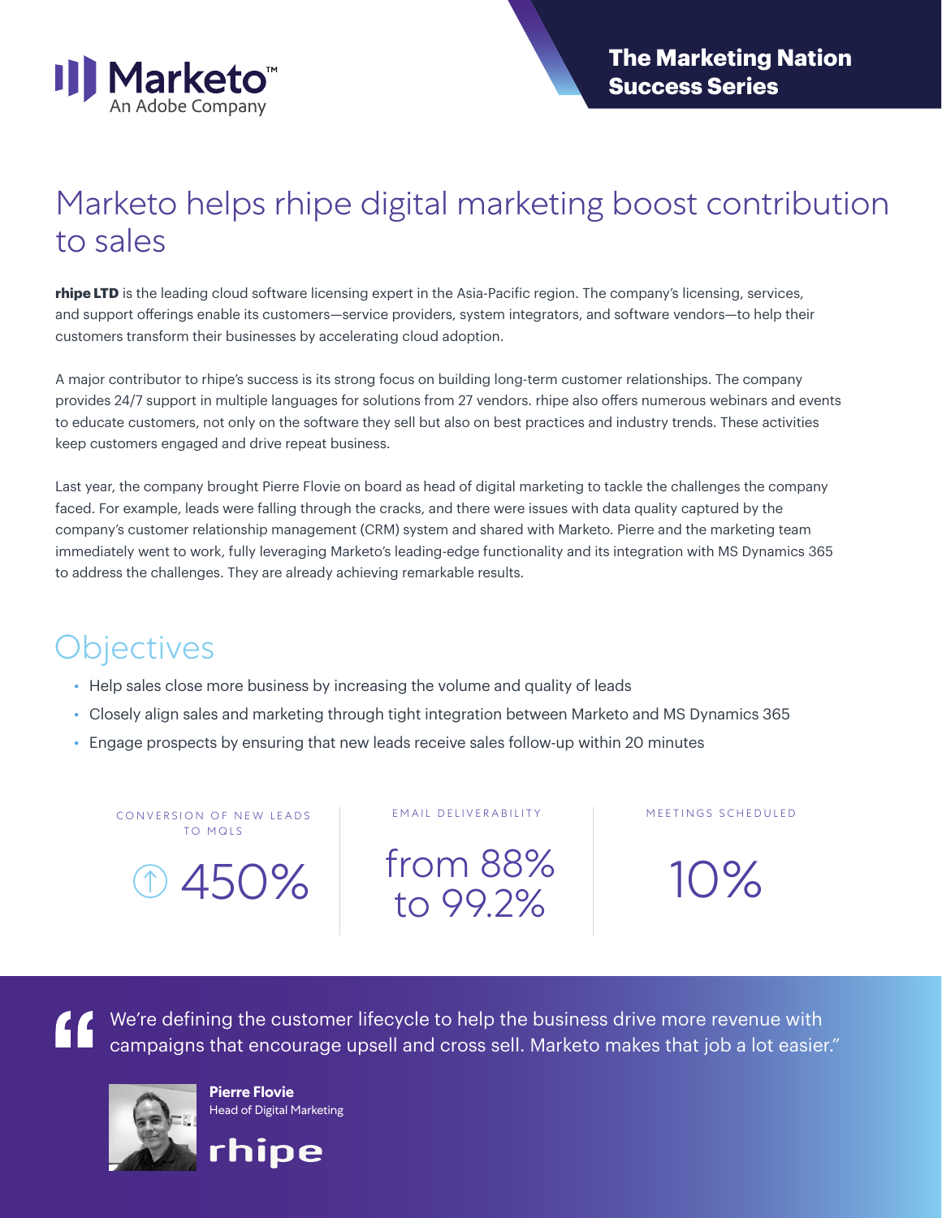Marketo
An Adobe Company

**The Marketing Nation Success Series**

# Marketo helps rhipe digital marketing boost contribution to sales

**rhipe LTD** is the leading cloud software licensing expert in the Asia-Pacific region. The company's licensing, services, and support offerings enable its customers—service providers, system integrators, and software vendors—to help their customers transform their businesses by accelerating cloud adoption.

A major contributor to rhipe's success is its strong focus on building long-term customer relationships. The company provides 24/7 support in multiple languages for solutions from 27 vendors. rhipe also offers numerous webinars and events to educate customers, not only on the software they sell but also on best practices and industry trends. These activities keep customers engaged and drive repeat business.

Last year, the company brought Pierre Flovie on board as head of digital marketing to tackle the challenges the company faced. For example, leads were falling through the cracks, and there were issues with data quality captured by the company's customer relationship management (CRM) system and shared with Marketo. Pierre and the marketing team immediately went to work, fully leveraging Marketo's leading-edge functionality and its integration with MS Dynamics 365 to address the challenges. They are already achieving remarkable results.

## Objectives

- Help sales close more business by increasing the volume and quality of leads
- Closely align sales and marketing through tight integration between Marketo and MS Dynamics 365
- Engage prospects by ensuring that new leads receive sales follow-up within 20 minutes

| CONVERSION OF NEW LEADS TO MQLS | EMAIL DELIVERABILITY | MEETINGS SCHEDULED |
|---|---|---|
| ↑ 450% | from 88% to 99.2% | 10% |

> "We're defining the customer lifecycle to help the business drive more revenue with campaigns that encourage upsell and cross sell. Marketo makes that job a lot easier."

**Pierre Flovie**
Head of Digital Marketing
rhipe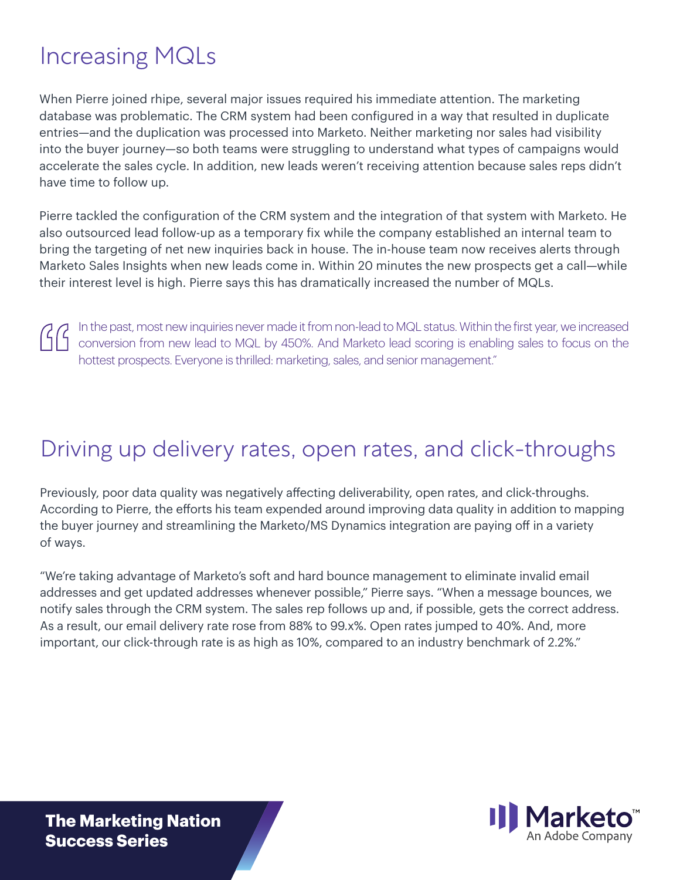## Increasing MQLs

When Pierre joined rhipe, several major issues required his immediate attention. The marketing database was problematic. The CRM system had been configured in a way that resulted in duplicate entries—and the duplication was processed into Marketo. Neither marketing nor sales had visibility into the buyer journey—so both teams were struggling to understand what types of campaigns would accelerate the sales cycle. In addition, new leads weren't receiving attention because sales reps didn't have time to follow up.

Pierre tackled the configuration of the CRM system and the integration of that system with Marketo. He also outsourced lead follow-up as a temporary fix while the company established an internal team to bring the targeting of net new inquiries back in house. The in-house team now receives alerts through Marketo Sales Insights when new leads come in. Within 20 minutes the new prospects get a call—while their interest level is high. Pierre says this has dramatically increased the number of MQLs.

> "In the past, most new inquiries never made it from non-lead to MQL status. Within the first year, we increased conversion from new lead to MQL by 450%. And Marketo lead scoring is enabling sales to focus on the hottest prospects. Everyone is thrilled: marketing, sales, and senior management."

## Driving up delivery rates, open rates, and click-throughs

Previously, poor data quality was negatively affecting deliverability, open rates, and click-throughs. According to Pierre, the efforts his team expended around improving data quality in addition to mapping the buyer journey and streamlining the Marketo/MS Dynamics integration are paying off in a variety of ways.

"We're taking advantage of Marketo's soft and hard bounce management to eliminate invalid email addresses and get updated addresses whenever possible," Pierre says. "When a message bounces, we notify sales through the CRM system. The sales rep follows up and, if possible, gets the correct address. As a result, our email delivery rate rose from 88% to 99.x%. Open rates jumped to 40%. And, more important, our click-through rate is as high as 10%, compared to an industry benchmark of 2.2%."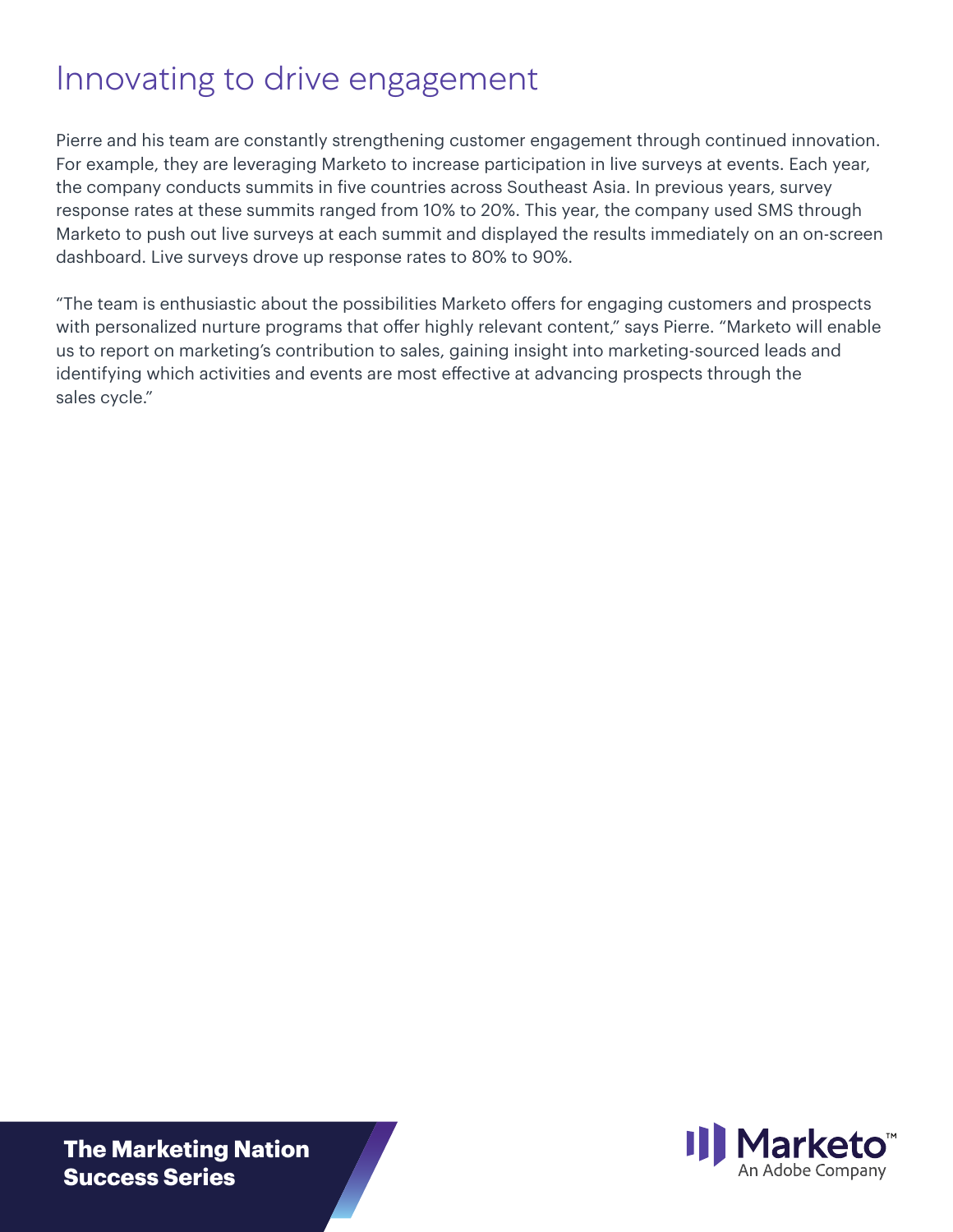## Innovating to drive engagement

Pierre and his team are constantly strengthening customer engagement through continued innovation. For example, they are leveraging Marketo to increase participation in live surveys at events. Each year, the company conducts summits in five countries across Southeast Asia. In previous years, survey response rates at these summits ranged from 10% to 20%. This year, the company used SMS through Marketo to push out live surveys at each summit and displayed the results immediately on an on-screen dashboard. Live surveys drove up response rates to 80% to 90%.

"The team is enthusiastic about the possibilities Marketo offers for engaging customers and prospects with personalized nurture programs that offer highly relevant content," says Pierre. "Marketo will enable us to report on marketing's contribution to sales, gaining insight into marketing-sourced leads and identifying which activities and events are most effective at advancing prospects through the sales cycle."